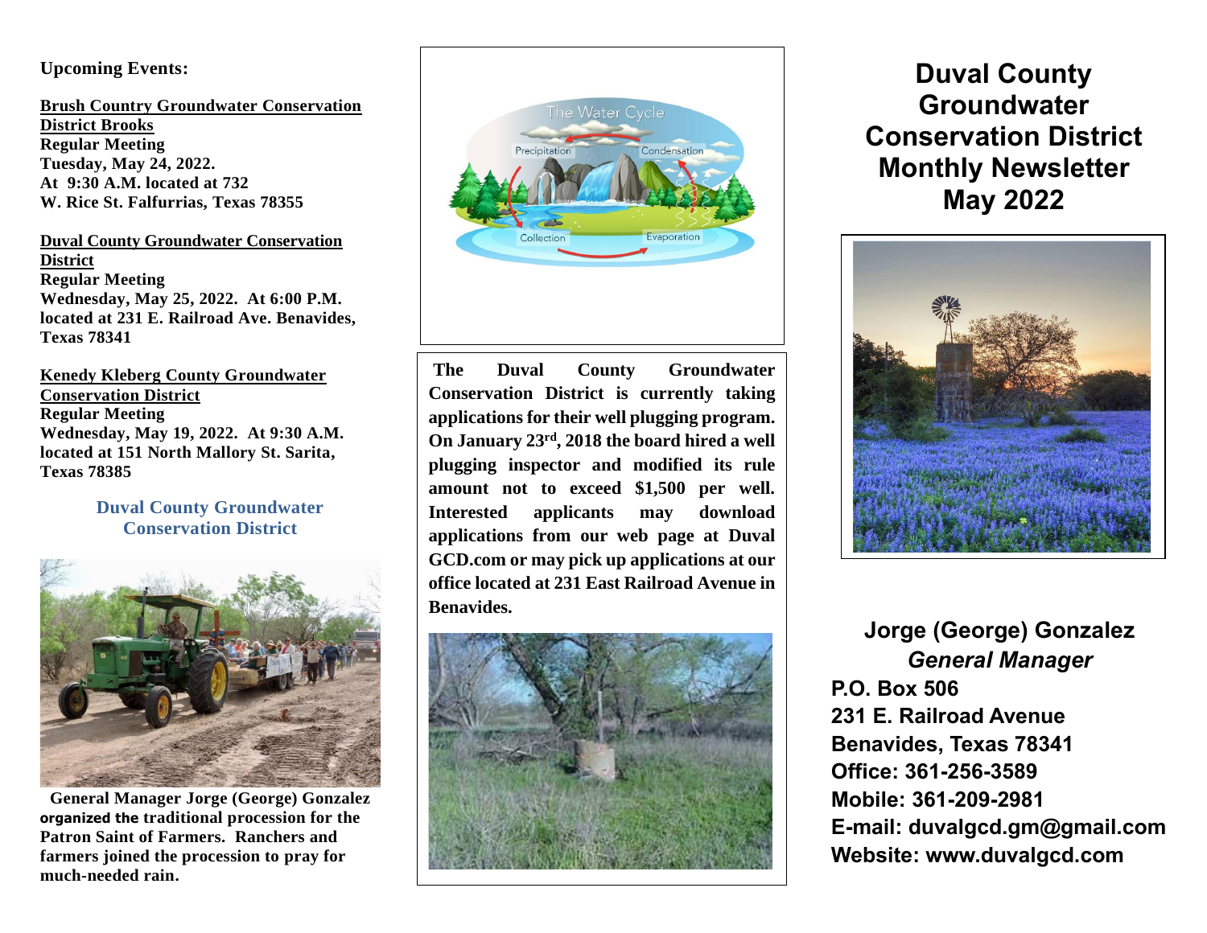**Upcoming Events:**

**Brush Country Groundwater Conservation District Brooks**
**Regular Meeting**
**Tuesday, May 24, 2022.**
**At 9:30 A.M. located at 732 W. Rice St. Falfurrias, Texas 78355**

**Duval County Groundwater Conservation District**
**Regular Meeting**
**Wednesday, May 25, 2022. At 6:00 P.M. located at 231 E. Railroad Ave. Benavides, Texas 78341**

**Kenedy Kleberg County Groundwater Conservation District**
**Regular Meeting**
**Wednesday, May 19, 2022. At 9:30 A.M. located at 151 North Mallory St. Sarita, Texas 78385**

**Duval County Groundwater Conservation District**

**General Manager Jorge (George) Gonzalez organized the traditional procession for the Patron Saint of Farmers. Ranchers and farmers joined the procession to pray for much-needed rain.**

**The Duval County Groundwater Conservation District is currently taking applications for their well plugging program. On January 23rd, 2018 the board hired a well plugging inspector and modified its rule amount not to exceed $1,500 per well. Interested applicants may download applications from our web page at Duval GCD.com or may pick up applications at our office located at 231 East Railroad Avenue in Benavides.**

# Duval County Groundwater Conservation District Monthly Newsletter May 2022

**Jorge (George) Gonzalez**
***General Manager***
**P.O. Box 506**
**231 E. Railroad Avenue**
**Benavides, Texas 78341**
**Office: 361-256-3589**
**Mobile: 361-209-2981**
**E-mail: duvalgcd.gm@gmail.com**
**Website: www.duvalgcd.com**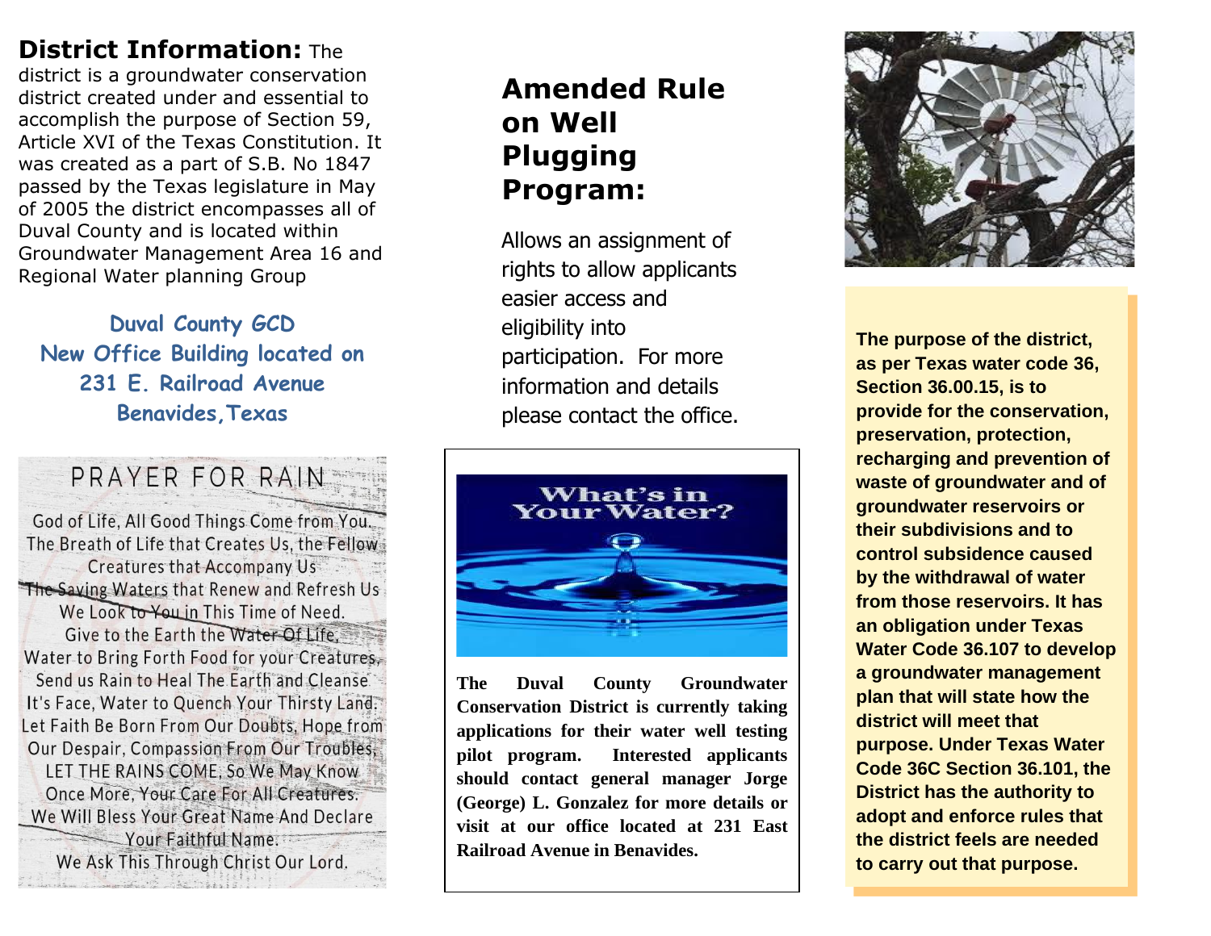**District Information:** The district is a groundwater conservation district created under and essential to accomplish the purpose of Section 59, Article XVI of the Texas Constitution. It was created as a part of S.B. No 1847 passed by the Texas legislature in May of 2005 the district encompasses all of Duval County and is located within Groundwater Management Area 16 and Regional Water planning Group

**Duval County GCD**
**New Office Building located on**
**231 E. Railroad Avenue**
**Benavides,Texas**

PRAYER FOR RAIN

God of Life, All Good Things Come from You.
The Breath of Life that Creates Us, the Fellow Creatures that Accompany Us
The Saving Waters that Renew and Refresh Us
We Look to You in This Time of Need.
Give to the Earth the Water Of Life,
Water to Bring Forth Food for your Creatures,
Send us Rain to Heal The Earth and Cleanse It's Face, Water to Quench Your Thirsty Land.
Let Faith Be Born From Our Doubts, Hope from Our Despair, Compassion From Our Troubles,
LET THE RAINS COME, So We May Know Once More, Your Care For All Creatures.
We Will Bless Your Great Name And Declare Your Faithful Name.
We Ask This Through Christ Our Lord.

## Amended Rule on Well Plugging Program:

Allows an assignment of rights to allow applicants easier access and eligibility into participation. For more information and details please contact the office.

What's in Your Water?

**The Duval County Groundwater Conservation District is currently taking applications for their water well testing pilot program. Interested applicants should contact general manager Jorge (George) L. Gonzalez for more details or visit at our office located at 231 East Railroad Avenue in Benavides.**

**The purpose of the district, as per Texas water code 36, Section 36.00.15, is to provide for the conservation, preservation, protection, recharging and prevention of waste of groundwater and of groundwater reservoirs or their subdivisions and to control subsidence caused by the withdrawal of water from those reservoirs. It has an obligation under Texas Water Code 36.107 to develop a groundwater management plan that will state how the district will meet that purpose. Under Texas Water Code 36C Section 36.101, the District has the authority to adopt and enforce rules that the district feels are needed to carry out that purpose.**